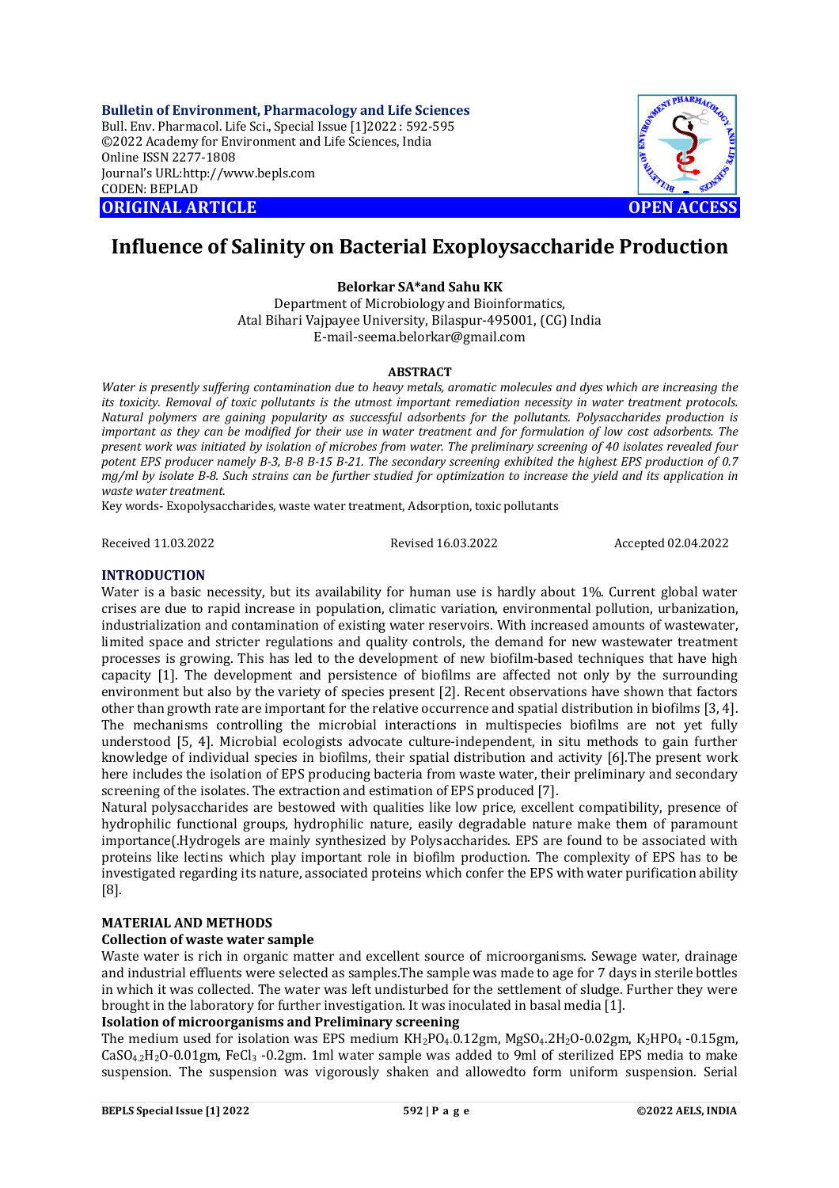# Influence of Salinity on Bacterial Exoploysaccharide Production

**Belorkar SA*and Sahu KK**

Department of Microbiology and Bioinformatics,
Atal Bihari Vajpayee University, Bilaspur-495001, (CG) India
E-mail-seema.belorkar@gmail.com

**ABSTRACT**

*Water is presently suffering contamination due to heavy metals, aromatic molecules and dyes which are increasing the its toxicity. Removal of toxic pollutants is the utmost important remediation necessity in water treatment protocols. Natural polymers are gaining popularity as successful adsorbents for the pollutants. Polysaccharides production is important as they can be modified for their use in water treatment and for formulation of low cost adsorbents. The present work was initiated by isolation of microbes from water. The preliminary screening of 40 isolates revealed four potent EPS producer namely B-3, B-8 B-15 B-21. The secondary screening exhibited the highest EPS production of 0.7 mg/ml by isolate B-8. Such strains can be further studied for optimization to increase the yield and its application in waste water treatment.*

Key words- Exopolysaccharides, waste water treatment, Adsorption, toxic pollutants

Received 11.03.2022 Revised 16.03.2022 Accepted 02.04.2022

## INTRODUCTION

Water is a basic necessity, but its availability for human use is hardly about 1%. Current global water crises are due to rapid increase in population, climatic variation, environmental pollution, urbanization, industrialization and contamination of existing water reservoirs. With increased amounts of wastewater, limited space and stricter regulations and quality controls, the demand for new wastewater treatment processes is growing. This has led to the development of new biofilm-based techniques that have high capacity [1]. The development and persistence of biofilms are affected not only by the surrounding environment but also by the variety of species present [2]. Recent observations have shown that factors other than growth rate are important for the relative occurrence and spatial distribution in biofilms [3, 4]. The mechanisms controlling the microbial interactions in multispecies biofilms are not yet fully understood [5, 4]. Microbial ecologists advocate culture-independent, in situ methods to gain further knowledge of individual species in biofilms, their spatial distribution and activity [6].The present work here includes the isolation of EPS producing bacteria from waste water, their preliminary and secondary screening of the isolates. The extraction and estimation of EPS produced [7].

Natural polysaccharides are bestowed with qualities like low price, excellent compatibility, presence of hydrophilic functional groups, hydrophilic nature, easily degradable nature make them of paramount importance(.Hydrogels are mainly synthesized by Polysaccharides. EPS are found to be associated with proteins like lectins which play important role in biofilm production. The complexity of EPS has to be investigated regarding its nature, associated proteins which confer the EPS with water purification ability [8].

## MATERIAL AND METHODS

### Collection of waste water sample

Waste water is rich in organic matter and excellent source of microorganisms. Sewage water, drainage and industrial effluents were selected as samples.The sample was made to age for 7 days in sterile bottles in which it was collected. The water was left undisturbed for the settlement of sludge. Further they were brought in the laboratory for further investigation. It was inoculated in basal media [1].

### Isolation of microorganisms and Preliminary screening

The medium used for isolation was EPS medium $KH_2PO_4$-0.12gm, $MgSO_4.2H_2O$-0.02gm, $K_2HPO_4$ -0.15gm, $CaSO_{4.2}H_2O$-0.01gm, $FeCl_3$ -0.2gm. 1ml water sample was added to 9ml of sterilized EPS media to make suspension. The suspension was vigorously shaken and allowedto form uniform suspension. Serial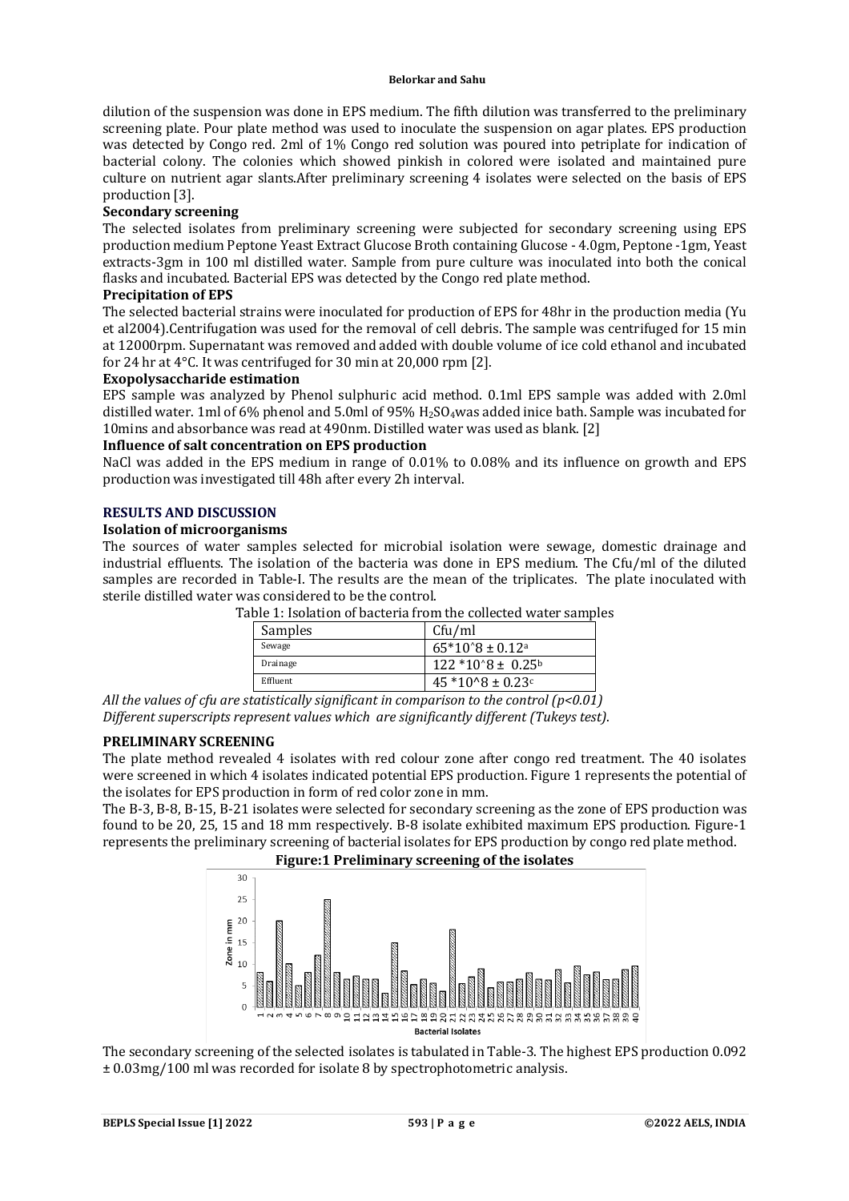dilution of the suspension was done in EPS medium. The fifth dilution was transferred to the preliminary screening plate. Pour plate method was used to inoculate the suspension on agar plates. EPS production was detected by Congo red. 2ml of 1% Congo red solution was poured into petriplate for indication of bacterial colony. The colonies which showed pinkish in colored were isolated and maintained pure culture on nutrient agar slants.After preliminary screening 4 isolates were selected on the basis of EPS production [3].

**Secondary screening**

The selected isolates from preliminary screening were subjected for secondary screening using EPS production medium Peptone Yeast Extract Glucose Broth containing Glucose - 4.0gm, Peptone -1gm, Yeast extracts-3gm in 100 ml distilled water. Sample from pure culture was inoculated into both the conical flasks and incubated. Bacterial EPS was detected by the Congo red plate method.

**Precipitation of EPS**

The selected bacterial strains were inoculated for production of EPS for 48hr in the production media (Yu et al2004).Centrifugation was used for the removal of cell debris. The sample was centrifuged for 15 min at 12000rpm. Supernatant was removed and added with double volume of ice cold ethanol and incubated for 24 hr at 4°C. It was centrifuged for 30 min at 20,000 rpm [2].

**Exopolysaccharide estimation**

EPS sample was analyzed by Phenol sulphuric acid method. 0.1ml EPS sample was added with 2.0ml distilled water. 1ml of 6% phenol and 5.0ml of 95% $H_2SO_4$was added inice bath. Sample was incubated for 10mins and absorbance was read at 490nm. Distilled water was used as blank. [2]

**Influence of salt concentration on EPS production**

NaCl was added in the EPS medium in range of 0.01% to 0.08% and its influence on growth and EPS production was investigated till 48h after every 2h interval.

## RESULTS AND DISCUSSION

**Isolation of microorganisms**

The sources of water samples selected for microbial isolation were sewage, domestic drainage and industrial effluents. The isolation of the bacteria was done in EPS medium. The Cfu/ml of the diluted samples are recorded in Table-I. The results are the mean of the triplicates. The plate inoculated with sterile distilled water was considered to be the control.

Table 1: Isolation of bacteria from the collected water samples

| Samples | Cfu/ml |
|---|---|
| Sewage | $65*10^8 \pm 0.12^a$ |
| Drainage | $122*10^8 \pm 0.25^b$ |
| Effluent | $45*10^8 \pm 0.23^c$ |

*All the values of cfu are statistically significant in comparison to the control (p<0.01)*
*Different superscripts represent values which are significantly different (Tukeys test).*

## PRELIMINARY SCREENING

The plate method revealed 4 isolates with red colour zone after congo red treatment. The 40 isolates were screened in which 4 isolates indicated potential EPS production. Figure 1 represents the potential of the isolates for EPS production in form of red color zone in mm.

The B-3, B-8, B-15, B-21 isolates were selected for secondary screening as the zone of EPS production was found to be 20, 25, 15 and 18 mm respectively. B-8 isolate exhibited maximum EPS production. Figure-1 represents the preliminary screening of bacterial isolates for EPS production by congo red plate method.

**Figure:1 Preliminary screening of the isolates**

The secondary screening of the selected isolates is tabulated in Table-3. The highest EPS production 0.092 ± 0.03mg/100 ml was recorded for isolate 8 by spectrophotometric analysis.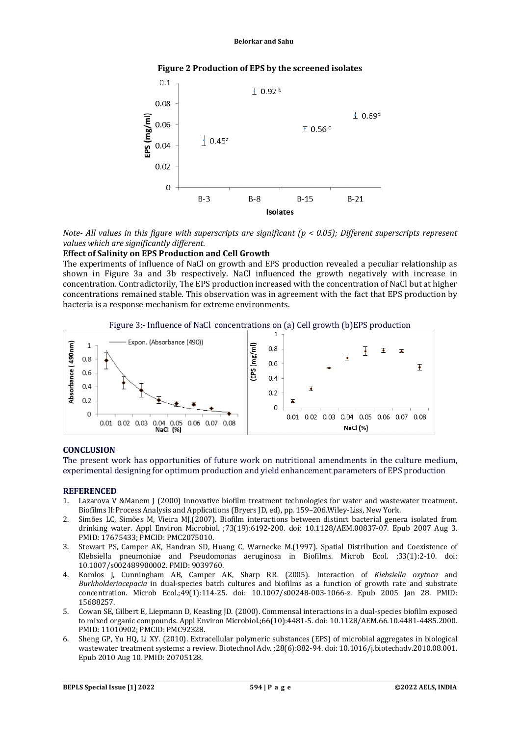**Figure 2 Production of EPS by the screened isolates**

*Note- All values in this figure with superscripts are significant ($p < 0.05$); Different superscripts represent values which are significantly different.*

**Effect of Salinity on EPS Production and Cell Growth**

The experiments of influence of NaCl on growth and EPS production revealed a peculiar relationship as shown in Figure 3a and 3b respectively. NaCl influenced the growth negatively with increase in concentration. Contradictorily, The EPS production increased with the concentration of NaCl but at higher concentrations remained stable. This observation was in agreement with the fact that EPS production by bacteria is a response mechanism for extreme environments.

Figure 3:- Influence of NaCl concentrations on (a) Cell growth (b)EPS production

## CONCLUSION

The present work has opportunities of future work on nutritional amendments in the culture medium, experimental designing for optimum production and yield enhancement parameters of EPS production

## REFERENCED

1. Lazarova V &Manem J (2000) Innovative biofilm treatment technologies for water and wastewater treatment. Biofilms II:Process Analysis and Applications (Bryers JD, ed), pp. 159–206.Wiley-Liss, New York.
2. Simões LC, Simões M, Vieira MJ.(2007). Biofilm interactions between distinct bacterial genera isolated from drinking water. Appl Environ Microbiol. ;73(19):6192-200. doi: 10.1128/AEM.00837-07. Epub 2007 Aug 3. PMID: 17675433; PMCID: PMC2075010.
3. Stewart PS, Camper AK, Handran SD, Huang C, Warnecke M.(1997). Spatial Distribution and Coexistence of Klebsiella pneumoniae and Pseudomonas aeruginosa in Biofilms. Microb Ecol. ;33(1):2-10. doi: 10.1007/s002489900002. PMID: 9039760.
4. Komlos J, Cunningham AB, Camper AK, Sharp RR. (2005). Interaction of *Klebsiella oxytoca* and *Burkholderiacepacia* in dual-species batch cultures and biofilms as a function of growth rate and substrate concentration. Microb Ecol.;49(1):114-25. doi: 10.1007/s00248-003-1066-z. Epub 2005 Jan 28. PMID: 15688257.
5. Cowan SE, Gilbert E, Liepmann D, Keasling JD. (2000). Commensal interactions in a dual-species biofilm exposed to mixed organic compounds. Appl Environ Microbiol.;66(10):4481-5. doi: 10.1128/AEM.66.10.4481-4485.2000. PMID: 11010902; PMCID: PMC92328.
6. Sheng GP, Yu HQ, Li XY. (2010). Extracellular polymeric substances (EPS) of microbial aggregates in biological wastewater treatment systems: a review. Biotechnol Adv. ;28(6):882-94. doi: 10.1016/j.biotechadv.2010.08.001. Epub 2010 Aug 10. PMID: 20705128.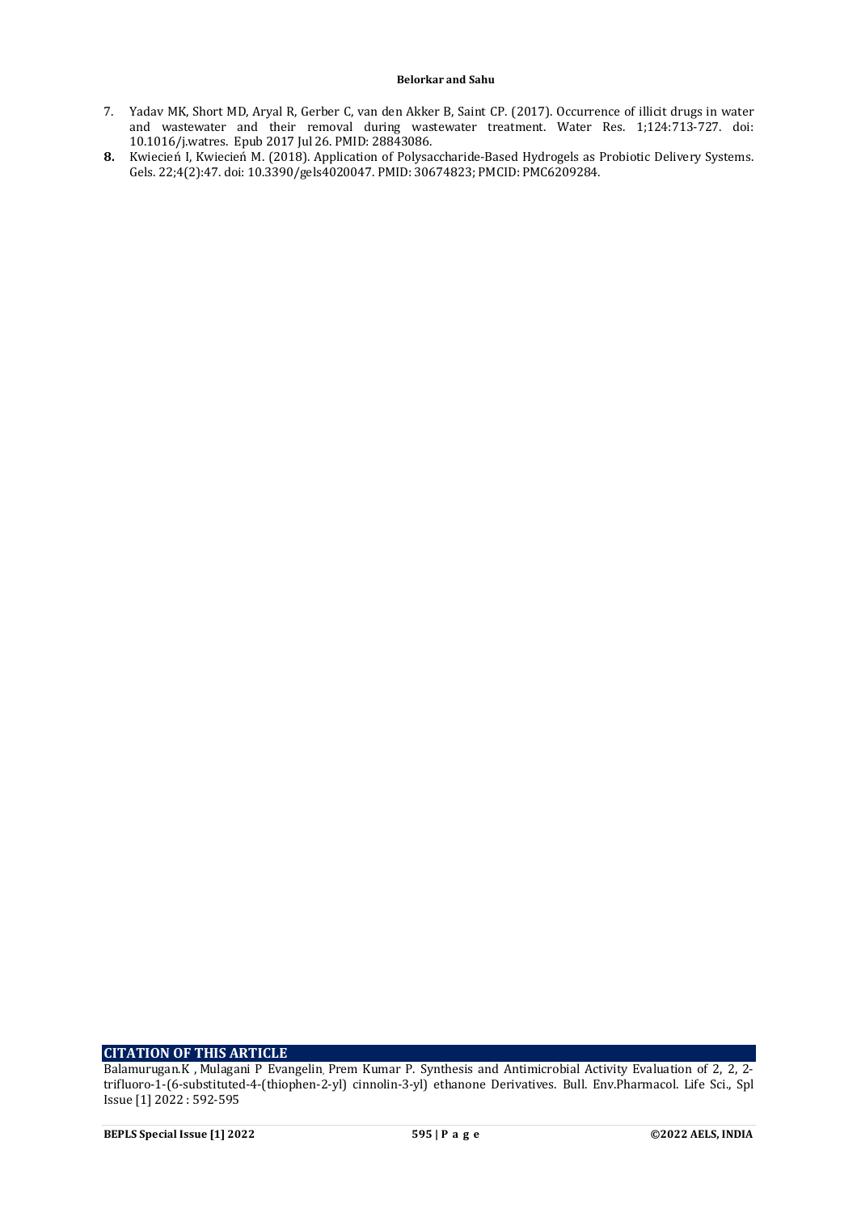7. Yadav MK, Short MD, Aryal R, Gerber C, van den Akker B, Saint CP. (2017). Occurrence of illicit drugs in water and wastewater and their removal during wastewater treatment. Water Res. 1;124:713-727. doi: 10.1016/j.watres. Epub 2017 Jul 26. PMID: 28843086.
8. Kwiecień I, Kwiecień M. (2018). Application of Polysaccharide-Based Hydrogels as Probiotic Delivery Systems. Gels. 22;4(2):47. doi: 10.3390/gels4020047. PMID: 30674823; PMCID: PMC6209284.

**CITATION OF THIS ARTICLE**

Balamurugan.K , Mulagani P Evangelin, Prem Kumar P. Synthesis and Antimicrobial Activity Evaluation of 2, 2, 2-trifluoro-1-(6-substituted-4-(thiophen-2-yl) cinnolin-3-yl) ethanone Derivatives. Bull. Env.Pharmacol. Life Sci., Spl Issue [1] 2022 : 592-595